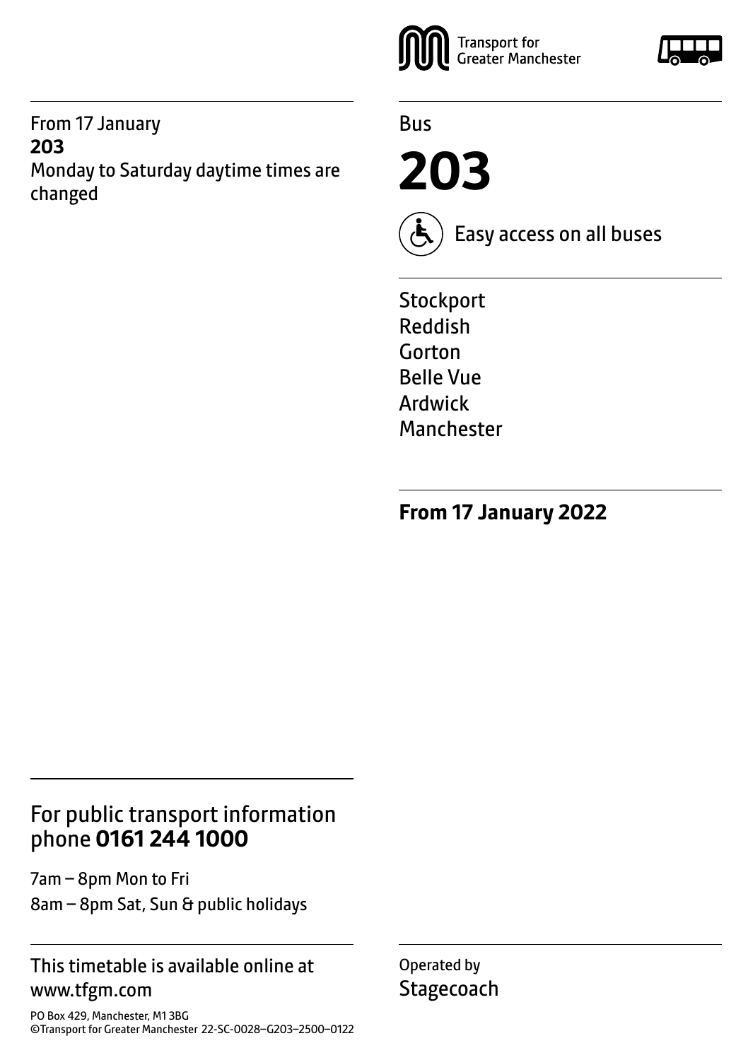From 17 January
**203**
Monday to Saturday daytime times are changed

Transport for Greater Manchester

Bus

# 203

Easy access on all buses

Stockport
Reddish
Gorton
Belle Vue
Ardwick
Manchester

**From 17 January 2022**

## For public transport information phone **0161 244 1000**

7am – 8pm Mon to Fri
8am – 8pm Sat, Sun & public holidays

This timetable is available online at www.tfgm.com

PO Box 429, Manchester, M1 3BG
©Transport for Greater Manchester 22-SC-0028–G203–2500–0122

Operated by
Stagecoach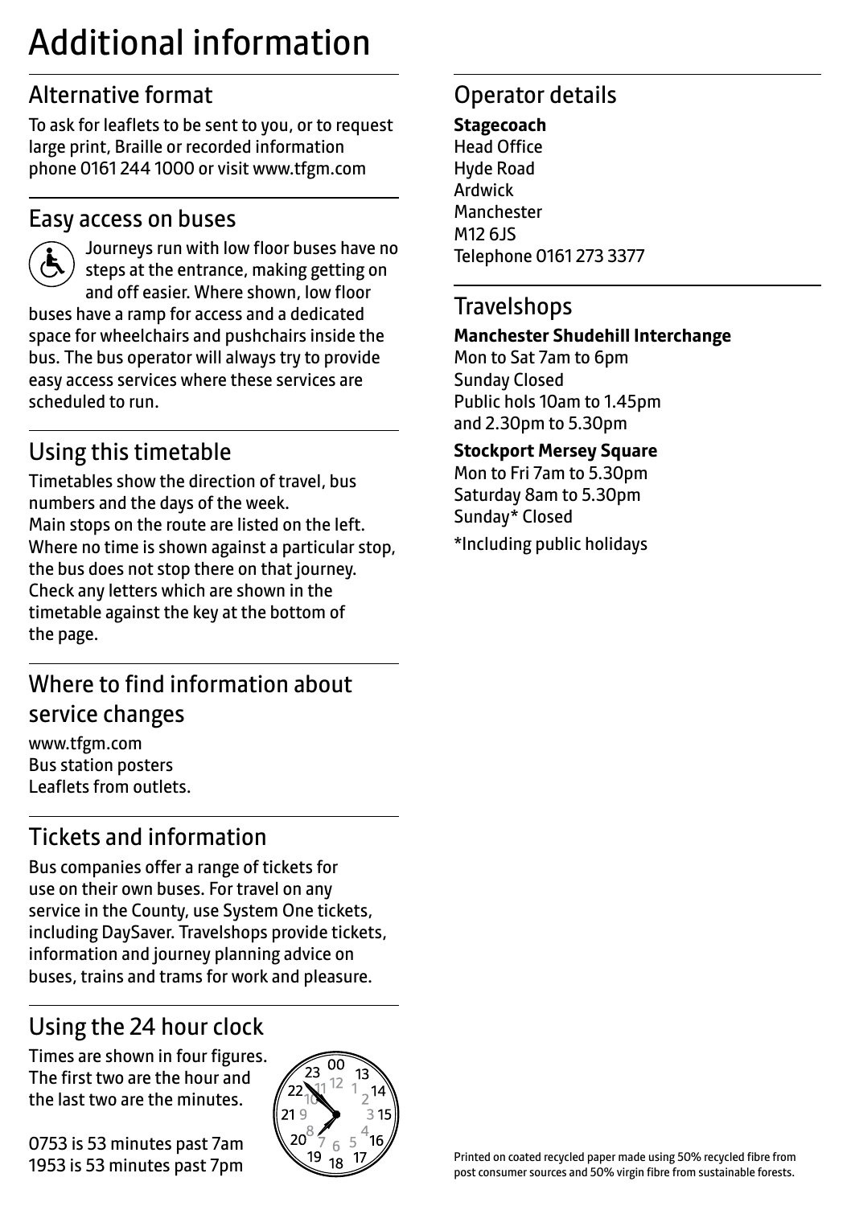# Additional information

## Alternative format

To ask for leaflets to be sent to you, or to request large print, Braille or recorded information phone 0161 244 1000 or visit www.tfgm.com

## Easy access on buses

Journeys run with low floor buses have no steps at the entrance, making getting on and off easier. Where shown, low floor buses have a ramp for access and a dedicated space for wheelchairs and pushchairs inside the bus. The bus operator will always try to provide easy access services where these services are scheduled to run.

## Using this timetable

Timetables show the direction of travel, bus numbers and the days of the week.
Main stops on the route are listed on the left. Where no time is shown against a particular stop, the bus does not stop there on that journey. Check any letters which are shown in the timetable against the key at the bottom of the page.

## Where to find information about service changes

www.tfgm.com
Bus station posters
Leaflets from outlets.

## Tickets and information

Bus companies offer a range of tickets for use on their own buses. For travel on any service in the County, use System One tickets, including DaySaver. Travelshops provide tickets, information and journey planning advice on buses, trains and trams for work and pleasure.

## Using the 24 hour clock

Times are shown in four figures. The first two are the hour and the last two are the minutes.

0753 is 53 minutes past 7am
1953 is 53 minutes past 7pm

## Operator details

**Stagecoach**
Head Office
Hyde Road
Ardwick
Manchester
M12 6JS
Telephone 0161 273 3377

## Travelshops

**Manchester Shudehill Interchange**
Mon to Sat 7am to 6pm
Sunday Closed
Public hols 10am to 1.45pm
and 2.30pm to 5.30pm

**Stockport Mersey Square**
Mon to Fri 7am to 5.30pm
Saturday 8am to 5.30pm
Sunday* Closed

*Including public holidays

Printed on coated recycled paper made using 50% recycled fibre from post consumer sources and 50% virgin fibre from sustainable forests.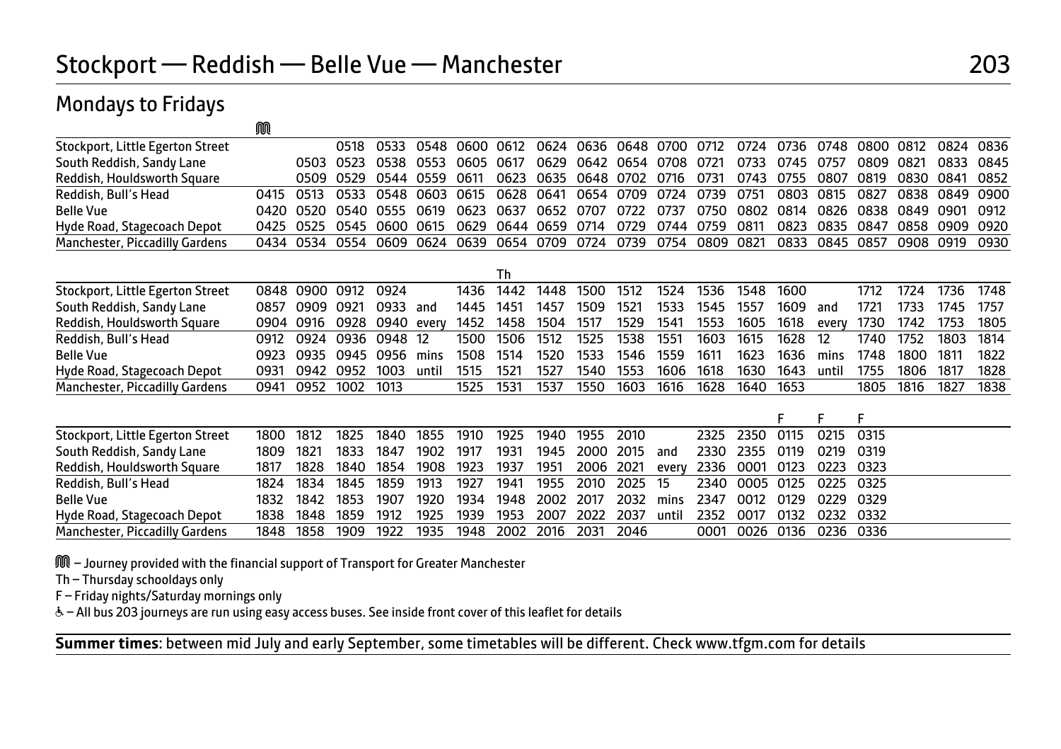# Stockport — Reddish — Belle Vue — Manchester 203

## Mondays to Fridays

| | Ⓜ | | | | | | | | | | | | | | | | | | |
|---|---|---|---|---|---|---|---|---|---|---|---|---|---|---|---|---|---|---|---|
| Stockport, Little Egerton Street | | | 0518 | 0533 | 0548 | 0600 | 0612 | 0624 | 0636 | 0648 | 0700 | 0712 | 0724 | 0736 | 0748 | 0800 | 0812 | 0824 | 0836 |
| South Reddish, Sandy Lane | | 0503 | 0523 | 0538 | 0553 | 0605 | 0617 | 0629 | 0642 | 0654 | 0708 | 0721 | 0733 | 0745 | 0757 | 0809 | 0821 | 0833 | 0845 |
| Reddish, Houldsworth Square | | 0509 | 0529 | 0544 | 0559 | 0611 | 0623 | 0635 | 0648 | 0702 | 0716 | 0731 | 0743 | 0755 | 0807 | 0819 | 0830 | 0841 | 0852 |
| Reddish, Bull's Head | 0415 | 0513 | 0533 | 0548 | 0603 | 0615 | 0628 | 0641 | 0654 | 0709 | 0724 | 0739 | 0751 | 0803 | 0815 | 0827 | 0838 | 0849 | 0900 |
| Belle Vue | 0420 | 0520 | 0540 | 0555 | 0619 | 0623 | 0637 | 0652 | 0707 | 0722 | 0737 | 0750 | 0802 | 0814 | 0826 | 0838 | 0849 | 0901 | 0912 |
| Hyde Road, Stagecoach Depot | 0425 | 0525 | 0545 | 0600 | 0615 | 0629 | 0644 | 0659 | 0714 | 0729 | 0744 | 0759 | 0811 | 0823 | 0835 | 0847 | 0858 | 0909 | 0920 |
| Manchester, Piccadilly Gardens | 0434 | 0534 | 0554 | 0609 | 0624 | 0639 | 0654 | 0709 | 0724 | 0739 | 0754 | 0809 | 0821 | 0833 | 0845 | 0857 | 0908 | 0919 | 0930 |

| | | | | | | | Th | | | | | | | | | | | | |
|---|---|---|---|---|---|---|---|---|---|---|---|---|---|---|---|---|---|---|---|
| Stockport, Little Egerton Street | 0848 | 0900 | 0912 | 0924 | | 1436 | 1442 | 1448 | 1500 | 1512 | 1524 | 1536 | 1548 | 1600 | | 1712 | 1724 | 1736 | 1748 |
| South Reddish, Sandy Lane | 0857 | 0909 | 0921 | 0933 | and | 1445 | 1451 | 1457 | 1509 | 1521 | 1533 | 1545 | 1557 | 1609 | and | 1721 | 1733 | 1745 | 1757 |
| Reddish, Houldsworth Square | 0904 | 0916 | 0928 | 0940 | every | 1452 | 1458 | 1504 | 1517 | 1529 | 1541 | 1553 | 1605 | 1618 | every | 1730 | 1742 | 1753 | 1805 |
| Reddish, Bull's Head | 0912 | 0924 | 0936 | 0948 | 12 | 1500 | 1506 | 1512 | 1525 | 1538 | 1551 | 1603 | 1615 | 1628 | 12 | 1740 | 1752 | 1803 | 1814 |
| Belle Vue | 0923 | 0935 | 0945 | 0956 | mins | 1508 | 1514 | 1520 | 1533 | 1546 | 1559 | 1611 | 1623 | 1636 | mins | 1748 | 1800 | 1811 | 1822 |
| Hyde Road, Stagecoach Depot | 0931 | 0942 | 0952 | 1003 | until | 1515 | 1521 | 1527 | 1540 | 1553 | 1606 | 1618 | 1630 | 1643 | until | 1755 | 1806 | 1817 | 1828 |
| Manchester, Piccadilly Gardens | 0941 | 0952 | 1002 | 1013 | | 1525 | 1531 | 1537 | 1550 | 1603 | 1616 | 1628 | 1640 | 1653 | | 1805 | 1816 | 1827 | 1838 |

| | | | | | | | | | | | | | | F | F | F |
|---|---|---|---|---|---|---|---|---|---|---|---|---|---|---|---|---|
| Stockport, Little Egerton Street | 1800 | 1812 | 1825 | 1840 | 1855 | 1910 | 1925 | 1940 | 1955 | 2010 | | 2325 | 2350 | 0115 | 0215 | 0315 |
| South Reddish, Sandy Lane | 1809 | 1821 | 1833 | 1847 | 1902 | 1917 | 1931 | 1945 | 2000 | 2015 | and | 2330 | 2355 | 0119 | 0219 | 0319 |
| Reddish, Houldsworth Square | 1817 | 1828 | 1840 | 1854 | 1908 | 1923 | 1937 | 1951 | 2006 | 2021 | every | 2336 | 0001 | 0123 | 0223 | 0323 |
| Reddish, Bull's Head | 1824 | 1834 | 1845 | 1859 | 1913 | 1927 | 1941 | 1955 | 2010 | 2025 | 15 | 2340 | 0005 | 0125 | 0225 | 0325 |
| Belle Vue | 1832 | 1842 | 1853 | 1907 | 1920 | 1934 | 1948 | 2002 | 2017 | 2032 | mins | 2347 | 0012 | 0129 | 0229 | 0329 |
| Hyde Road, Stagecoach Depot | 1838 | 1848 | 1859 | 1912 | 1925 | 1939 | 1953 | 2007 | 2022 | 2037 | until | 2352 | 0017 | 0132 | 0232 | 0332 |
| Manchester, Piccadilly Gardens | 1848 | 1858 | 1909 | 1922 | 1935 | 1948 | 2002 | 2016 | 2031 | 2046 | | 0001 | 0026 | 0136 | 0236 | 0336 |

Ⓜ – Journey provided with the financial support of Transport for Greater Manchester

Th – Thursday schooldays only

F – Friday nights/Saturday mornings only

♿ – All bus 203 journeys are run using easy access buses. See inside front cover of this leaflet for details

**Summer times**: between mid July and early September, some timetables will be different. Check www.tfgm.com for details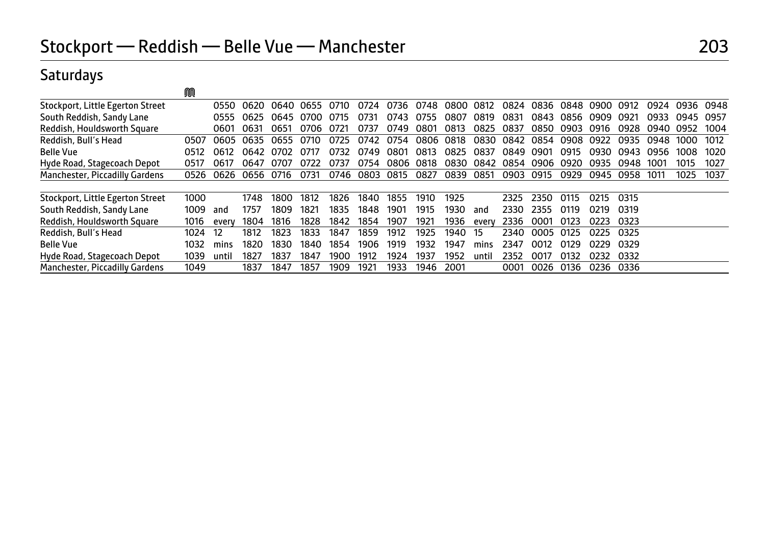# Stockport — Reddish — Belle Vue — Manchester

## 203

## Saturdays

| | M | | | | | | | | | | | | | | | | | | |
|---|---|---|---|---|---|---|---|---|---|---|---|---|---|---|---|---|---|---|---|
| Stockport, Little Egerton Street | | 0550 | 0620 | 0640 | 0655 | 0710 | 0724 | 0736 | 0748 | 0800 | 0812 | 0824 | 0836 | 0848 | 0900 | 0912 | 0924 | 0936 | 0948 |
| South Reddish, Sandy Lane | | 0555 | 0625 | 0645 | 0700 | 0715 | 0731 | 0743 | 0755 | 0807 | 0819 | 0831 | 0843 | 0856 | 0909 | 0921 | 0933 | 0945 | 0957 |
| Reddish, Houldsworth Square | | 0601 | 0631 | 0651 | 0706 | 0721 | 0737 | 0749 | 0801 | 0813 | 0825 | 0837 | 0850 | 0903 | 0916 | 0928 | 0940 | 0952 | 1004 |
| Reddish, Bull's Head | 0507 | 0605 | 0635 | 0655 | 0710 | 0725 | 0742 | 0754 | 0806 | 0818 | 0830 | 0842 | 0854 | 0908 | 0922 | 0935 | 0948 | 1000 | 1012 |
| Belle Vue | 0512 | 0612 | 0642 | 0702 | 0717 | 0732 | 0749 | 0801 | 0813 | 0825 | 0837 | 0849 | 0901 | 0915 | 0930 | 0943 | 0956 | 1008 | 1020 |
| Hyde Road, Stagecoach Depot | 0517 | 0617 | 0647 | 0707 | 0722 | 0737 | 0754 | 0806 | 0818 | 0830 | 0842 | 0854 | 0906 | 0920 | 0935 | 0948 | 1001 | 1015 | 1027 |
| Manchester, Piccadilly Gardens | 0526 | 0626 | 0656 | 0716 | 0731 | 0746 | 0803 | 0815 | 0827 | 0839 | 0851 | 0903 | 0915 | 0929 | 0945 | 0958 | 1011 | 1025 | 1037 |

| | | | | | | | | | | | | | | | | | |
|---|---|---|---|---|---|---|---|---|---|---|---|---|---|---|---|---|---|
| Stockport, Little Egerton Street | 1000 | | 1748 | 1800 | 1812 | 1826 | 1840 | 1855 | 1910 | 1925 | | 2325 | 2350 | 0115 | 0215 | 0315 |
| South Reddish, Sandy Lane | 1009 | and | 1757 | 1809 | 1821 | 1835 | 1848 | 1901 | 1915 | 1930 | and | 2330 | 2355 | 0119 | 0219 | 0319 |
| Reddish, Houldsworth Square | 1016 | every | 1804 | 1816 | 1828 | 1842 | 1854 | 1907 | 1921 | 1936 | every | 2336 | 0001 | 0123 | 0223 | 0323 |
| Reddish, Bull's Head | 1024 | 12 | 1812 | 1823 | 1833 | 1847 | 1859 | 1912 | 1925 | 1940 | 15 | 2340 | 0005 | 0125 | 0225 | 0325 |
| Belle Vue | 1032 | mins | 1820 | 1830 | 1840 | 1854 | 1906 | 1919 | 1932 | 1947 | mins | 2347 | 0012 | 0129 | 0229 | 0329 |
| Hyde Road, Stagecoach Depot | 1039 | until | 1827 | 1837 | 1847 | 1900 | 1912 | 1924 | 1937 | 1952 | until | 2352 | 0017 | 0132 | 0232 | 0332 |
| Manchester, Piccadilly Gardens | 1049 | | 1837 | 1847 | 1857 | 1909 | 1921 | 1933 | 1946 | 2001 | | 0001 | 0026 | 0136 | 0236 | 0336 |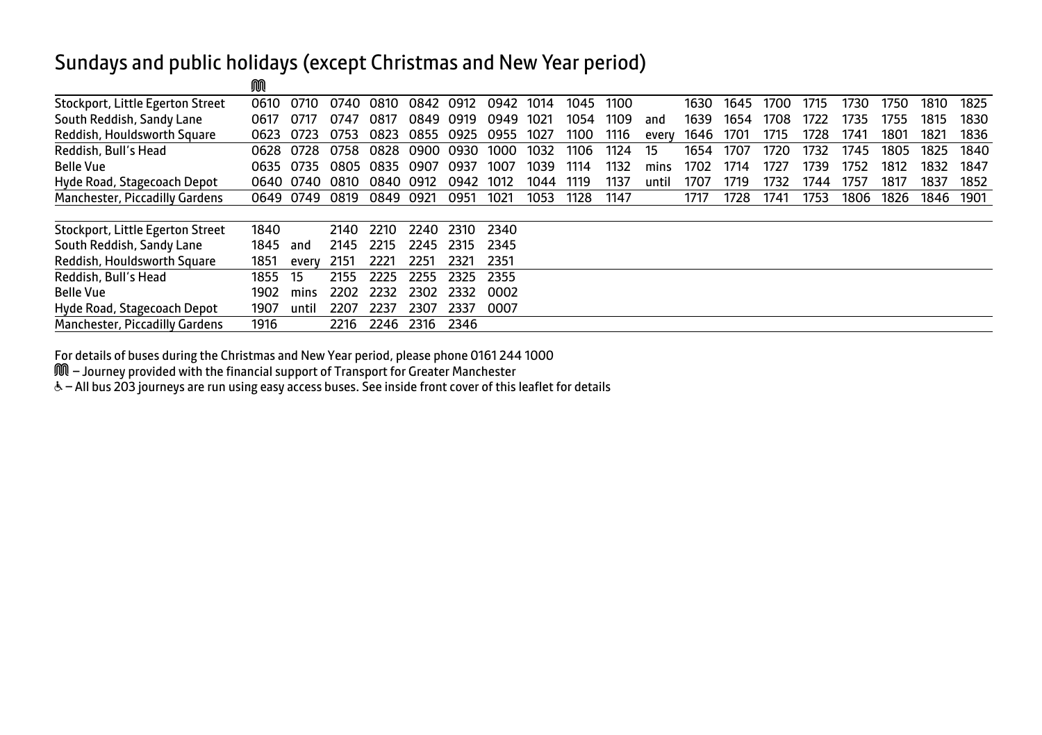# Sundays and public holidays (except Christmas and New Year period)

| | Ⓜ | | | | | | | | | | | | | | | | | | | |
|---|---|---|---|---|---|---|---|---|---|---|---|---|---|---|---|---|---|---|---|---|
| Stockport, Little Egerton Street | 0610 | 0710 | 0740 | 0810 | 0842 | 0912 | 0942 | 1014 | 1045 | 1100 | | 1630 | 1645 | 1700 | 1715 | 1730 | 1750 | 1810 | 1825 |
| South Reddish, Sandy Lane | 0617 | 0717 | 0747 | 0817 | 0849 | 0919 | 0949 | 1021 | 1054 | 1109 | and | 1639 | 1654 | 1708 | 1722 | 1735 | 1755 | 1815 | 1830 |
| Reddish, Houldsworth Square | 0623 | 0723 | 0753 | 0823 | 0855 | 0925 | 0955 | 1027 | 1100 | 1116 | every | 1646 | 1701 | 1715 | 1728 | 1741 | 1801 | 1821 | 1836 |
| Reddish, Bull's Head | 0628 | 0728 | 0758 | 0828 | 0900 | 0930 | 1000 | 1032 | 1106 | 1124 | 15 | 1654 | 1707 | 1720 | 1732 | 1745 | 1805 | 1825 | 1840 |
| Belle Vue | 0635 | 0735 | 0805 | 0835 | 0907 | 0937 | 1007 | 1039 | 1114 | 1132 | mins | 1702 | 1714 | 1727 | 1739 | 1752 | 1812 | 1832 | 1847 |
| Hyde Road, Stagecoach Depot | 0640 | 0740 | 0810 | 0840 | 0912 | 0942 | 1012 | 1044 | 1119 | 1137 | until | 1707 | 1719 | 1732 | 1744 | 1757 | 1817 | 1837 | 1852 |
| Manchester, Piccadilly Gardens | 0649 | 0749 | 0819 | 0849 | 0921 | 0951 | 1021 | 1053 | 1128 | 1147 | | 1717 | 1728 | 1741 | 1753 | 1806 | 1826 | 1846 | 1901 |

| | | | | | | | |
|---|---|---|---|---|---|---|---|
| Stockport, Little Egerton Street | 1840 | | 2140 | 2210 | 2240 | 2310 | 2340 |
| South Reddish, Sandy Lane | 1845 | and | 2145 | 2215 | 2245 | 2315 | 2345 |
| Reddish, Houldsworth Square | 1851 | every | 2151 | 2221 | 2251 | 2321 | 2351 |
| Reddish, Bull's Head | 1855 | 15 | 2155 | 2225 | 2255 | 2325 | 2355 |
| Belle Vue | 1902 | mins | 2202 | 2232 | 2302 | 2332 | 0002 |
| Hyde Road, Stagecoach Depot | 1907 | until | 2207 | 2237 | 2307 | 2337 | 0007 |
| Manchester, Piccadilly Gardens | 1916 | | 2216 | 2246 | 2316 | 2346 | |

For details of buses during the Christmas and New Year period, please phone 0161 244 1000

Ⓜ – Journey provided with the financial support of Transport for Greater Manchester

♿ – All bus 203 journeys are run using easy access buses. See inside front cover of this leaflet for details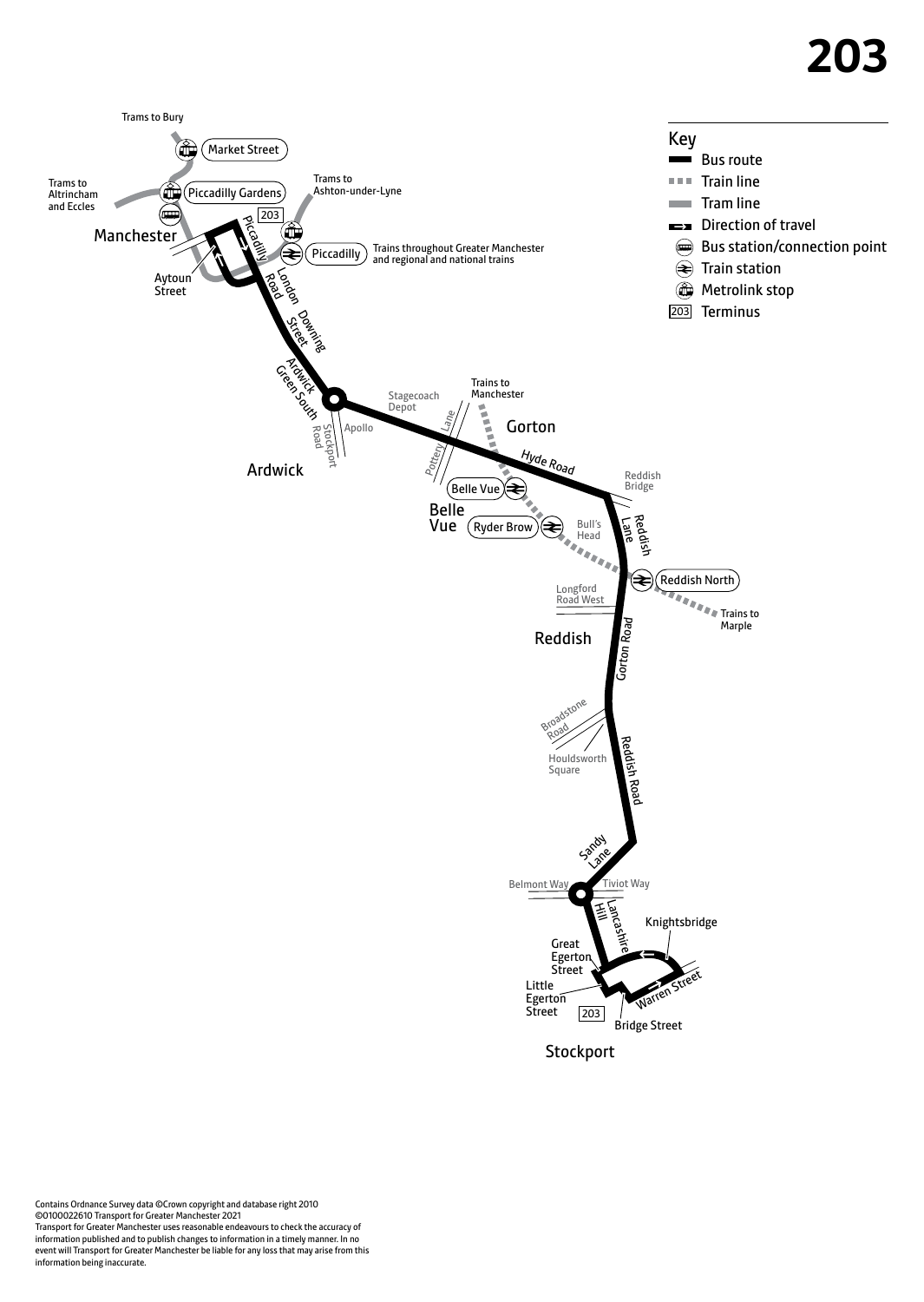# 203

## Key

- Bus route
- Train line
- Tram line
- Direction of travel
- Bus station/connection point
- Train station
- Metrolink stop
- 203 Terminus

Trams to Bury

Market Street

Trams to Altrincham and Eccles

Piccadilly Gardens

Trams to Ashton-under-Lyne

Manchester

203

Piccadilly

Piccadilly — Trains throughout Greater Manchester and regional and national trains

Aytoun Street

London Road

Downing Street

Ardwick Green South

Stockport Road

Apollo

Ardwick

Stagecoach Depot

Trains to Manchester

Lane

Pottery

Gorton

Hyde Road

Belle Vue

Belle Vue

Ryder Brow

Bull's Head

Reddish Bridge

Reddish Lane

Reddish North

Trains to Marple

Longford Road West

Reddish

Gorton Road

Broadstone Road

Houldsworth Square

Reddish Road

Sandy Lane

Belmont Way

Tiviot Way

Lancashire Hill

Knightsbridge

Great Egerton Street

Little Egerton Street

203

Warren Street

Bridge Street

Stockport

Contains Ordnance Survey data ©Crown copyright and database right 2010
©0100022610 Transport for Greater Manchester 2021
Transport for Greater Manchester uses reasonable endeavours to check the accuracy of information published and to publish changes to information in a timely manner. In no event will Transport for Greater Manchester be liable for any loss that may arise from this information being inaccurate.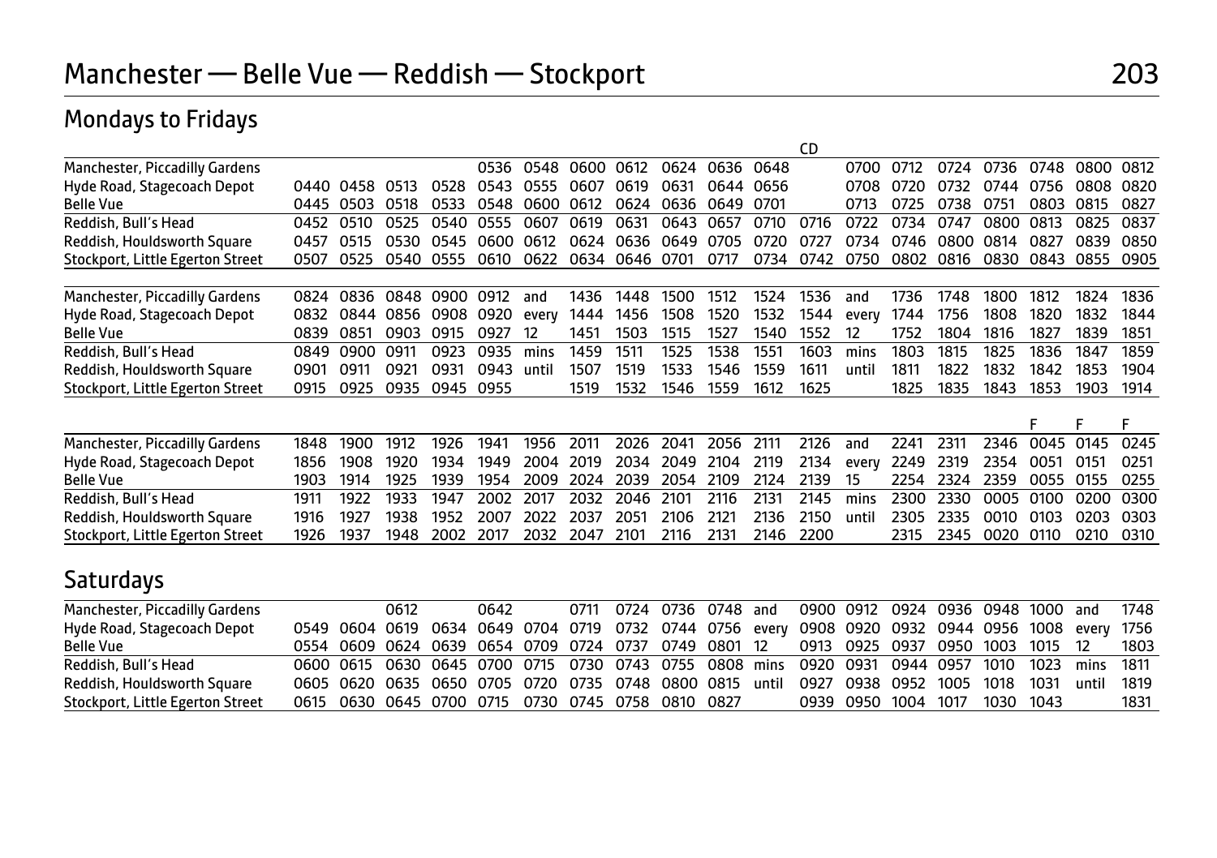# Manchester — Belle Vue — Reddish — Stockport

## 203

## Mondays to Fridays

| | | | | | | | | | | | | CD | | | | | | | |
|---|---|---|---|---|---|---|---|---|---|---|---|---|---|---|---|---|---|---|---|
| Manchester, Piccadilly Gardens | | | | | 0536 | 0548 | 0600 | 0612 | 0624 | 0636 | 0648 | | 0700 | 0712 | 0724 | 0736 | 0748 | 0800 | 0812 |
| Hyde Road, Stagecoach Depot | 0440 | 0458 | 0513 | 0528 | 0543 | 0555 | 0607 | 0619 | 0631 | 0644 | 0656 | | 0708 | 0720 | 0732 | 0744 | 0756 | 0808 | 0820 |
| Belle Vue | 0445 | 0503 | 0518 | 0533 | 0548 | 0600 | 0612 | 0624 | 0636 | 0649 | 0701 | | 0713 | 0725 | 0738 | 0751 | 0803 | 0815 | 0827 |
| Reddish, Bull's Head | 0452 | 0510 | 0525 | 0540 | 0555 | 0607 | 0619 | 0631 | 0643 | 0657 | 0710 | 0716 | 0722 | 0734 | 0747 | 0800 | 0813 | 0825 | 0837 |
| Reddish, Houldsworth Square | 0457 | 0515 | 0530 | 0545 | 0600 | 0612 | 0624 | 0636 | 0649 | 0705 | 0720 | 0727 | 0734 | 0746 | 0800 | 0814 | 0827 | 0839 | 0850 |
| Stockport, Little Egerton Street | 0507 | 0525 | 0540 | 0555 | 0610 | 0622 | 0634 | 0646 | 0701 | 0717 | 0734 | 0742 | 0750 | 0802 | 0816 | 0830 | 0843 | 0855 | 0905 |

| | | | | | | | | | | | | | | | | | | | |
|---|---|---|---|---|---|---|---|---|---|---|---|---|---|---|---|---|---|---|---|
| Manchester, Piccadilly Gardens | 0824 | 0836 | 0848 | 0900 | 0912 | and | 1436 | 1448 | 1500 | 1512 | 1524 | 1536 | and | 1736 | 1748 | 1800 | 1812 | 1824 | 1836 |
| Hyde Road, Stagecoach Depot | 0832 | 0844 | 0856 | 0908 | 0920 | every | 1444 | 1456 | 1508 | 1520 | 1532 | 1544 | every | 1744 | 1756 | 1808 | 1820 | 1832 | 1844 |
| Belle Vue | 0839 | 0851 | 0903 | 0915 | 0927 | 12 | 1451 | 1503 | 1515 | 1527 | 1540 | 1552 | 12 | 1752 | 1804 | 1816 | 1827 | 1839 | 1851 |
| Reddish, Bull's Head | 0849 | 0900 | 0911 | 0923 | 0935 | mins | 1459 | 1511 | 1525 | 1538 | 1551 | 1603 | mins | 1803 | 1815 | 1825 | 1836 | 1847 | 1859 |
| Reddish, Houldsworth Square | 0901 | 0911 | 0921 | 0931 | 0943 | until | 1507 | 1519 | 1533 | 1546 | 1559 | 1611 | until | 1811 | 1822 | 1832 | 1842 | 1853 | 1904 |
| Stockport, Little Egerton Street | 0915 | 0925 | 0935 | 0945 | 0955 | | 1519 | 1532 | 1546 | 1559 | 1612 | 1625 | | 1825 | 1835 | 1843 | 1853 | 1903 | 1914 |

| | | | | | | | | | | | | | | | | | F | F | F |
|---|---|---|---|---|---|---|---|---|---|---|---|---|---|---|---|---|---|---|---|
| Manchester, Piccadilly Gardens | 1848 | 1900 | 1912 | 1926 | 1941 | 1956 | 2011 | 2026 | 2041 | 2056 | 2111 | 2126 | and | 2241 | 2311 | 2346 | 0045 | 0145 | 0245 |
| Hyde Road, Stagecoach Depot | 1856 | 1908 | 1920 | 1934 | 1949 | 2004 | 2019 | 2034 | 2049 | 2104 | 2119 | 2134 | every | 2249 | 2319 | 2354 | 0051 | 0151 | 0251 |
| Belle Vue | 1903 | 1914 | 1925 | 1939 | 1954 | 2009 | 2024 | 2039 | 2054 | 2109 | 2124 | 2139 | 15 | 2254 | 2324 | 2359 | 0055 | 0155 | 0255 |
| Reddish, Bull's Head | 1911 | 1922 | 1933 | 1947 | 2002 | 2017 | 2032 | 2046 | 2101 | 2116 | 2131 | 2145 | mins | 2300 | 2330 | 0005 | 0100 | 0200 | 0300 |
| Reddish, Houldsworth Square | 1916 | 1927 | 1938 | 1952 | 2007 | 2022 | 2037 | 2051 | 2106 | 2121 | 2136 | 2150 | until | 2305 | 2335 | 0010 | 0103 | 0203 | 0303 |
| Stockport, Little Egerton Street | 1926 | 1937 | 1948 | 2002 | 2017 | 2032 | 2047 | 2101 | 2116 | 2131 | 2146 | 2200 | | 2315 | 2345 | 0020 | 0110 | 0210 | 0310 |

## Saturdays

| | | | | | | | | | | | | | | | | | | | |
|---|---|---|---|---|---|---|---|---|---|---|---|---|---|---|---|---|---|---|---|
| Manchester, Piccadilly Gardens | | | 0612 | | 0642 | | 0711 | 0724 | 0736 | 0748 | and | 0900 | 0912 | 0924 | 0936 | 0948 | 1000 | and | 1748 |
| Hyde Road, Stagecoach Depot | 0549 | 0604 | 0619 | 0634 | 0649 | 0704 | 0719 | 0732 | 0744 | 0756 | every | 0908 | 0920 | 0932 | 0944 | 0956 | 1008 | every | 1756 |
| Belle Vue | 0554 | 0609 | 0624 | 0639 | 0654 | 0709 | 0724 | 0737 | 0749 | 0801 | 12 | 0913 | 0925 | 0937 | 0950 | 1003 | 1015 | 12 | 1803 |
| Reddish, Bull's Head | 0600 | 0615 | 0630 | 0645 | 0700 | 0715 | 0730 | 0743 | 0755 | 0808 | mins | 0920 | 0931 | 0944 | 0957 | 1010 | 1023 | mins | 1811 |
| Reddish, Houldsworth Square | 0605 | 0620 | 0635 | 0650 | 0705 | 0720 | 0735 | 0748 | 0800 | 0815 | until | 0927 | 0938 | 0952 | 1005 | 1018 | 1031 | until | 1819 |
| Stockport, Little Egerton Street | 0615 | 0630 | 0645 | 0700 | 0715 | 0730 | 0745 | 0758 | 0810 | 0827 | | 0939 | 0950 | 1004 | 1017 | 1030 | 1043 | | 1831 |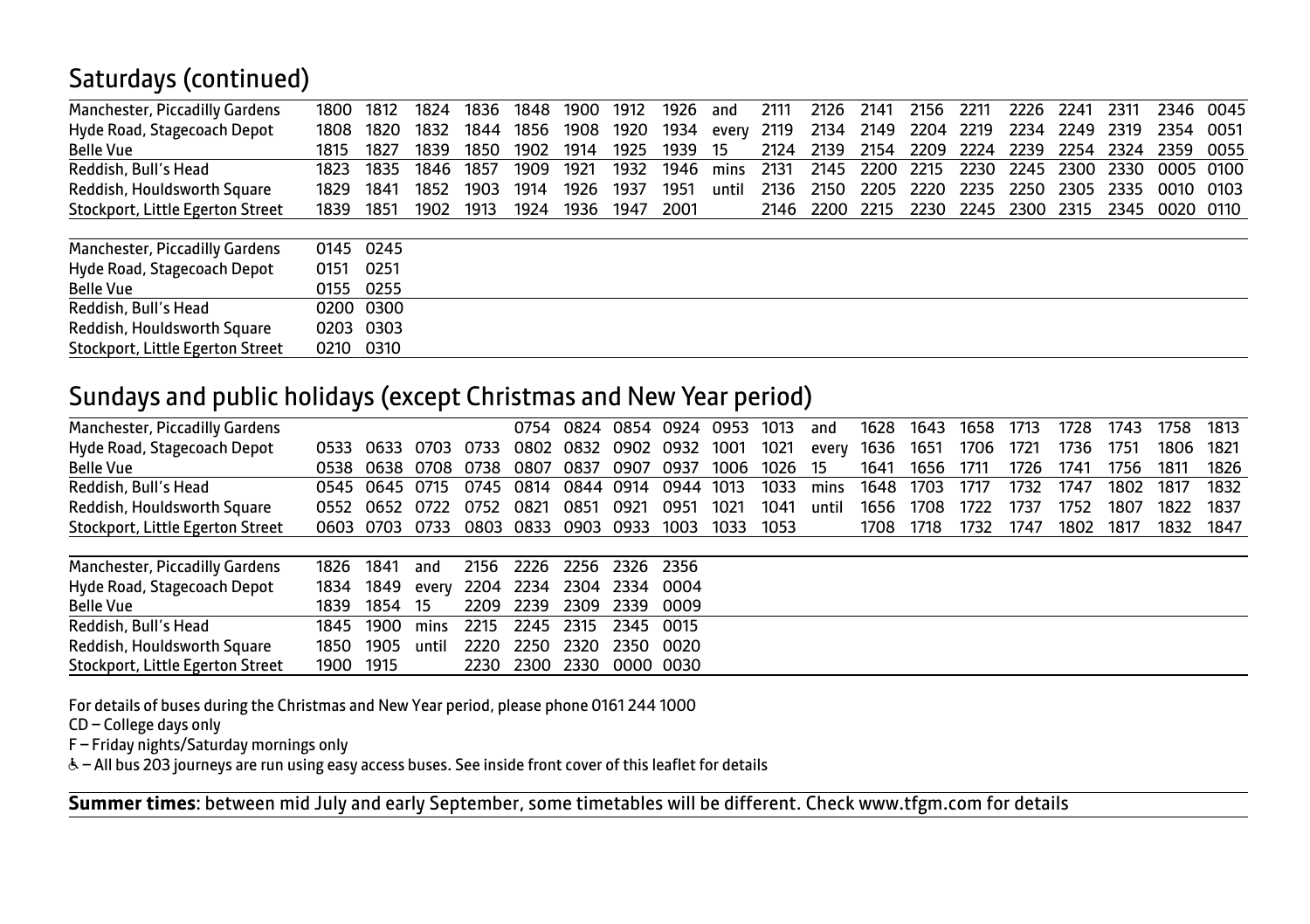## Saturdays (continued)

| | | | | | | | | | | | | | | | | | | | |
|---|---|---|---|---|---|---|---|---|---|---|---|---|---|---|---|---|---|---|---|
| Manchester, Piccadilly Gardens | 1800 | 1812 | 1824 | 1836 | 1848 | 1900 | 1912 | 1926 | and | 2111 | 2126 | 2141 | 2156 | 2211 | 2226 | 2241 | 2311 | 2346 | 0045 |
| Hyde Road, Stagecoach Depot | 1808 | 1820 | 1832 | 1844 | 1856 | 1908 | 1920 | 1934 | every | 2119 | 2134 | 2149 | 2204 | 2219 | 2234 | 2249 | 2319 | 2354 | 0051 |
| Belle Vue | 1815 | 1827 | 1839 | 1850 | 1902 | 1914 | 1925 | 1939 | 15 | 2124 | 2139 | 2154 | 2209 | 2224 | 2239 | 2254 | 2324 | 2359 | 0055 |
| Reddish, Bull's Head | 1823 | 1835 | 1846 | 1857 | 1909 | 1921 | 1932 | 1946 | mins | 2131 | 2145 | 2200 | 2215 | 2230 | 2245 | 2300 | 2330 | 0005 | 0100 |
| Reddish, Houldsworth Square | 1829 | 1841 | 1852 | 1903 | 1914 | 1926 | 1937 | 1951 | until | 2136 | 2150 | 2205 | 2220 | 2235 | 2250 | 2305 | 2335 | 0010 | 0103 |
| Stockport, Little Egerton Street | 1839 | 1851 | 1902 | 1913 | 1924 | 1936 | 1947 | 2001 | | 2146 | 2200 | 2215 | 2230 | 2245 | 2300 | 2315 | 2345 | 0020 | 0110 |

| | | |
|---|---|---|
| Manchester, Piccadilly Gardens | 0145 | 0245 |
| Hyde Road, Stagecoach Depot | 0151 | 0251 |
| Belle Vue | 0155 | 0255 |
| Reddish, Bull's Head | 0200 | 0300 |
| Reddish, Houldsworth Square | 0203 | 0303 |
| Stockport, Little Egerton Street | 0210 | 0310 |

## Sundays and public holidays (except Christmas and New Year period)

| | | | | | | | | | | | | | | | | | | | |
|---|---|---|---|---|---|---|---|---|---|---|---|---|---|---|---|---|---|---|---|
| Manchester, Piccadilly Gardens | | | | | 0754 | 0824 | 0854 | 0924 | 0953 | 1013 | and | 1628 | 1643 | 1658 | 1713 | 1728 | 1743 | 1758 | 1813 |
| Hyde Road, Stagecoach Depot | 0533 | 0633 | 0703 | 0733 | 0802 | 0832 | 0902 | 0932 | 1001 | 1021 | every | 1636 | 1651 | 1706 | 1721 | 1736 | 1751 | 1806 | 1821 |
| Belle Vue | 0538 | 0638 | 0708 | 0738 | 0807 | 0837 | 0907 | 0937 | 1006 | 1026 | 15 | 1641 | 1656 | 1711 | 1726 | 1741 | 1756 | 1811 | 1826 |
| Reddish, Bull's Head | 0545 | 0645 | 0715 | 0745 | 0814 | 0844 | 0914 | 0944 | 1013 | 1033 | mins | 1648 | 1703 | 1717 | 1732 | 1747 | 1802 | 1817 | 1832 |
| Reddish, Houldsworth Square | 0552 | 0652 | 0722 | 0752 | 0821 | 0851 | 0921 | 0951 | 1021 | 1041 | until | 1656 | 1708 | 1722 | 1737 | 1752 | 1807 | 1822 | 1837 |
| Stockport, Little Egerton Street | 0603 | 0703 | 0733 | 0803 | 0833 | 0903 | 0933 | 1003 | 1033 | 1053 | | 1708 | 1718 | 1732 | 1747 | 1802 | 1817 | 1832 | 1847 |

| | | | | | | | | |
|---|---|---|---|---|---|---|---|---|
| Manchester, Piccadilly Gardens | 1826 | 1841 | and | 2156 | 2226 | 2256 | 2326 | 2356 |
| Hyde Road, Stagecoach Depot | 1834 | 1849 | every | 2204 | 2234 | 2304 | 2334 | 0004 |
| Belle Vue | 1839 | 1854 | 15 | 2209 | 2239 | 2309 | 2339 | 0009 |
| Reddish, Bull's Head | 1845 | 1900 | mins | 2215 | 2245 | 2315 | 2345 | 0015 |
| Reddish, Houldsworth Square | 1850 | 1905 | until | 2220 | 2250 | 2320 | 2350 | 0020 |
| Stockport, Little Egerton Street | 1900 | 1915 | | 2230 | 2300 | 2330 | 0000 | 0030 |

For details of buses during the Christmas and New Year period, please phone 0161 244 1000

CD – College days only

F – Friday nights/Saturday mornings only

♿ – All bus 203 journeys are run using easy access buses. See inside front cover of this leaflet for details

**Summer times**: between mid July and early September, some timetables will be different. Check www.tfgm.com for details